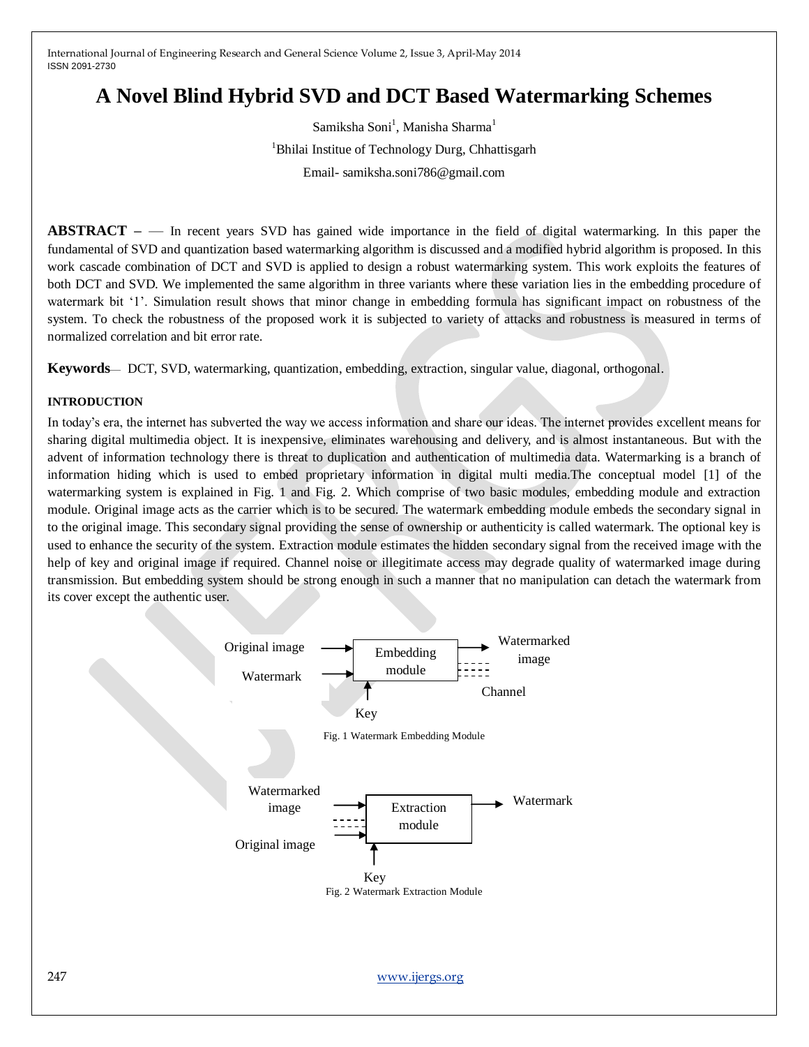# A Novel Blind Hybrid SVD and DCT Based Watermarking Schemes

Samiksha Soni[1], Manisha Sharma[1]

[1]Bhilai Institue of Technology Durg, Chhattisgarh

Email- samiksha.soni786@gmail.com

**ABSTRACT –** — In recent years SVD has gained wide importance in the field of digital watermarking. In this paper the fundamental of SVD and quantization based watermarking algorithm is discussed and a modified hybrid algorithm is proposed. In this work cascade combination of DCT and SVD is applied to design a robust watermarking system. This work exploits the features of both DCT and SVD. We implemented the same algorithm in three variants where these variation lies in the embedding procedure of watermark bit '1'. Simulation result shows that minor change in embedding formula has significant impact on robustness of the system. To check the robustness of the proposed work it is subjected to variety of attacks and robustness is measured in terms of normalized correlation and bit error rate.

**Keywords**— DCT, SVD, watermarking, quantization, embedding, extraction, singular value, diagonal, orthogonal.

## INTRODUCTION

In today's era, the internet has subverted the way we access information and share our ideas. The internet provides excellent means for sharing digital multimedia object. It is inexpensive, eliminates warehousing and delivery, and is almost instantaneous. But with the advent of information technology there is threat to duplication and authentication of multimedia data. Watermarking is a branch of information hiding which is used to embed proprietary information in digital multi media.The conceptual model [1] of the watermarking system is explained in Fig. 1 and Fig. 2. Which comprise of two basic modules, embedding module and extraction module. Original image acts as the carrier which is to be secured. The watermark embedding module embeds the secondary signal in to the original image. This secondary signal providing the sense of ownership or authenticity is called watermark. The optional key is used to enhance the security of the system. Extraction module estimates the hidden secondary signal from the received image with the help of key and original image if required. Channel noise or illegitimate access may degrade quality of watermarked image during transmission. But embedding system should be strong enough in such a manner that no manipulation can detach the watermark from its cover except the authentic user.

Original image → Embedding module → Watermarked image
Watermark → Embedding module
Key → Embedding module
Channel

Fig. 1 Watermark Embedding Module

Watermarked image → Extraction module → Watermark
Original image → Extraction module
Key → Extraction module

Fig. 2 Watermark Extraction Module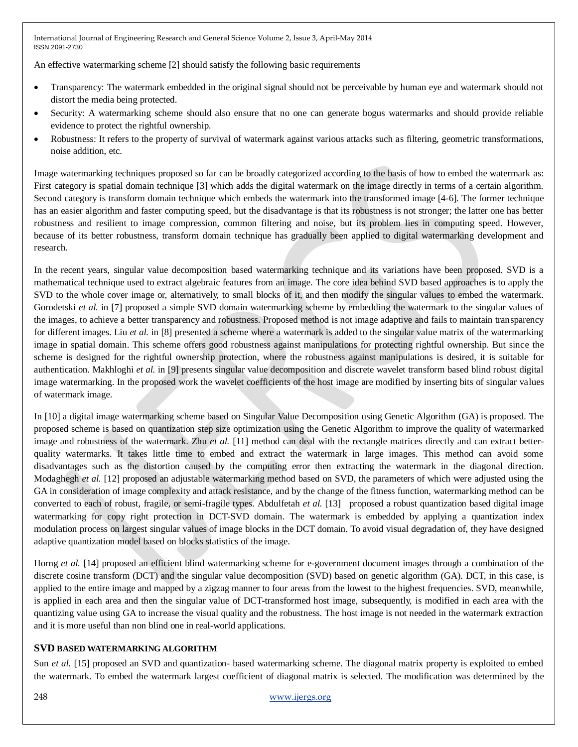An effective watermarking scheme [2] should satisfy the following basic requirements

- Transparency: The watermark embedded in the original signal should not be perceivable by human eye and watermark should not distort the media being protected.
- Security: A watermarking scheme should also ensure that no one can generate bogus watermarks and should provide reliable evidence to protect the rightful ownership.
- Robustness: It refers to the property of survival of watermark against various attacks such as filtering, geometric transformations, noise addition, etc.

Image watermarking techniques proposed so far can be broadly categorized according to the basis of how to embed the watermark as: First category is spatial domain technique [3] which adds the digital watermark on the image directly in terms of a certain algorithm. Second category is transform domain technique which embeds the watermark into the transformed image [4-6]. The former technique has an easier algorithm and faster computing speed, but the disadvantage is that its robustness is not stronger; the latter one has better robustness and resilient to image compression, common filtering and noise, but its problem lies in computing speed. However, because of its better robustness, transform domain technique has gradually been applied to digital watermarking development and research.

In the recent years, singular value decomposition based watermarking technique and its variations have been proposed. SVD is a mathematical technique used to extract algebraic features from an image. The core idea behind SVD based approaches is to apply the SVD to the whole cover image or, alternatively, to small blocks of it, and then modify the singular values to embed the watermark. Gorodetski *et al.* in [7] proposed a simple SVD domain watermarking scheme by embedding the watermark to the singular values of the images, to achieve a better transparency and robustness. Proposed method is not image adaptive and fails to maintain transparency for different images. Liu *et al.* in [8] presented a scheme where a watermark is added to the singular value matrix of the watermarking image in spatial domain. This scheme offers good robustness against manipulations for protecting rightful ownership. But since the scheme is designed for the rightful ownership protection, where the robustness against manipulations is desired, it is suitable for authentication. Makhloghi *et al.* in [9] presents singular value decomposition and discrete wavelet transform based blind robust digital image watermarking. In the proposed work the wavelet coefficients of the host image are modified by inserting bits of singular values of watermark image.

In [10] a digital image watermarking scheme based on Singular Value Decomposition using Genetic Algorithm (GA) is proposed. The proposed scheme is based on quantization step size optimization using the Genetic Algorithm to improve the quality of watermarked image and robustness of the watermark. Zhu *et al.* [11] method can deal with the rectangle matrices directly and can extract better-quality watermarks. It takes little time to embed and extract the watermark in large images. This method can avoid some disadvantages such as the distortion caused by the computing error then extracting the watermark in the diagonal direction. Modaghegh *et al.* [12] proposed an adjustable watermarking method based on SVD, the parameters of which were adjusted using the GA in consideration of image complexity and attack resistance, and by the change of the fitness function, watermarking method can be converted to each of robust, fragile, or semi-fragile types. Abdulfetah *et al.* [13] proposed a robust quantization based digital image watermarking for copy right protection in DCT-SVD domain. The watermark is embedded by applying a quantization index modulation process on largest singular values of image blocks in the DCT domain. To avoid visual degradation of, they have designed adaptive quantization model based on blocks statistics of the image.

Horng *et al.* [14] proposed an efficient blind watermarking scheme for e-government document images through a combination of the discrete cosine transform (DCT) and the singular value decomposition (SVD) based on genetic algorithm (GA). DCT, in this case, is applied to the entire image and mapped by a zigzag manner to four areas from the lowest to the highest frequencies. SVD, meanwhile, is applied in each area and then the singular value of DCT-transformed host image, subsequently, is modified in each area with the quantizing value using GA to increase the visual quality and the robustness. The host image is not needed in the watermark extraction and it is more useful than non blind one in real-world applications.

## SVD BASED WATERMARKING ALGORITHM

Sun *et al.* [15] proposed an SVD and quantization- based watermarking scheme. The diagonal matrix property is exploited to embed the watermark. To embed the watermark largest coefficient of diagonal matrix is selected. The modification was determined by the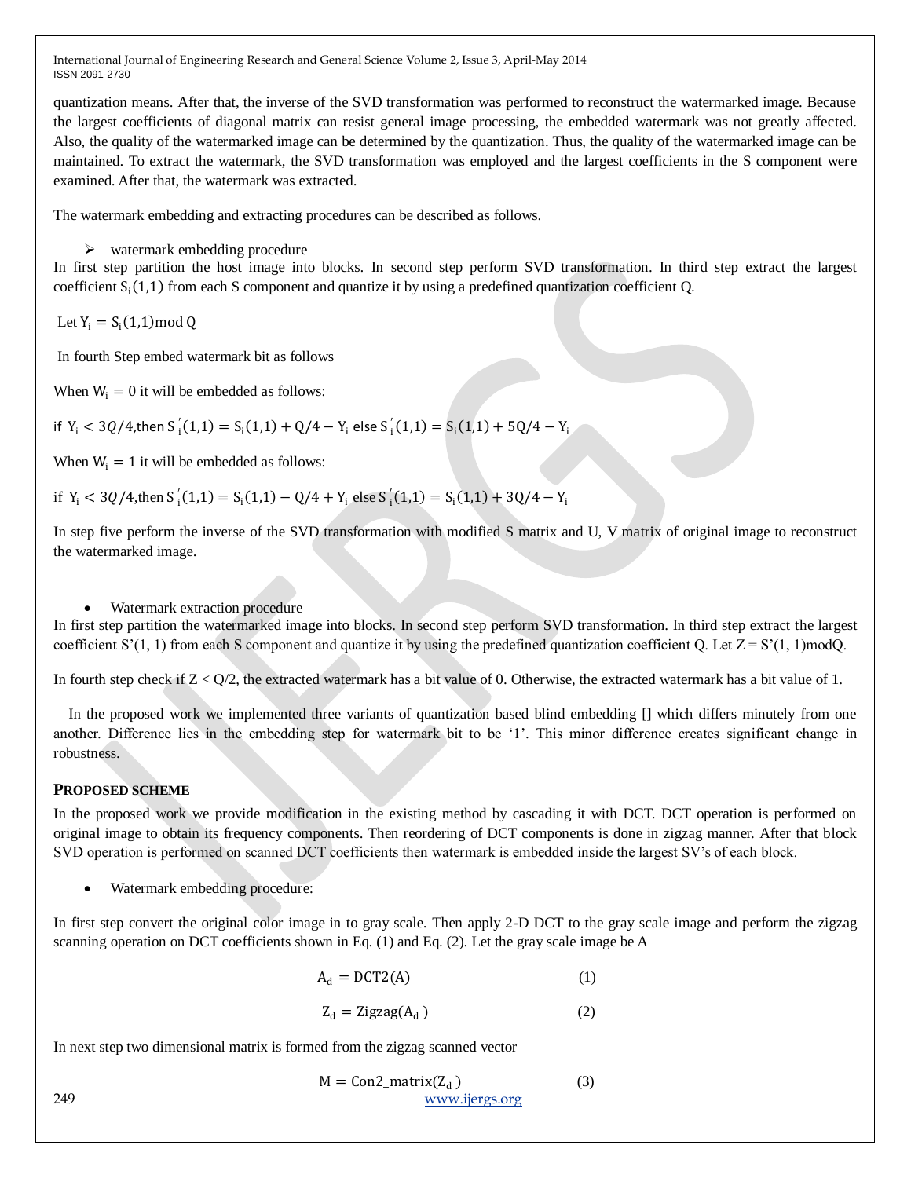quantization means. After that, the inverse of the SVD transformation was performed to reconstruct the watermarked image. Because the largest coefficients of diagonal matrix can resist general image processing, the embedded watermark was not greatly affected. Also, the quality of the watermarked image can be determined by the quantization. Thus, the quality of the watermarked image can be maintained. To extract the watermark, the SVD transformation was employed and the largest coefficients in the S component were examined. After that, the watermark was extracted.

The watermark embedding and extracting procedures can be described as follows.

- watermark embedding procedure

In first step partition the host image into blocks. In second step perform SVD transformation. In third step extract the largest coefficient $S_i(1,1)$ from each S component and quantize it by using a predefined quantization coefficient Q.

Let $Y_i = S_i(1,1) \bmod Q$

In fourth Step embed watermark bit as follows

When $W_i = 0$ it will be embedded as follows:

if $Y_i < 3Q/4$, then $S_i^{'}(1,1) = S_i(1,1) + Q/4 - Y_i$ else $S_i^{'}(1,1) = S_i(1,1) + 5Q/4 - Y_i$

When $W_i = 1$ it will be embedded as follows:

if $Y_i < 3Q/4$, then $S_i^{'}(1,1) = S_i(1,1) - Q/4 + Y_i$ else $S_i^{'}(1,1) = S_i(1,1) + 3Q/4 - Y_i$

In step five perform the inverse of the SVD transformation with modified S matrix and U, V matrix of original image to reconstruct the watermarked image.

- Watermark extraction procedure

In first step partition the watermarked image into blocks. In second step perform SVD transformation. In third step extract the largest coefficient S'(1, 1) from each S component and quantize it by using the predefined quantization coefficient Q. Let $Z = S'(1, 1) \bmod Q$.

In fourth step check if $Z < Q/2$, the extracted watermark has a bit value of 0. Otherwise, the extracted watermark has a bit value of 1.

In the proposed work we implemented three variants of quantization based blind embedding [] which differs minutely from one another. Difference lies in the embedding step for watermark bit to be '1'. This minor difference creates significant change in robustness.

## PROPOSED SCHEME

In the proposed work we provide modification in the existing method by cascading it with DCT. DCT operation is performed on original image to obtain its frequency components. Then reordering of DCT components is done in zigzag manner. After that block SVD operation is performed on scanned DCT coefficients then watermark is embedded inside the largest SV's of each block.

- Watermark embedding procedure:

In first step convert the original color image in to gray scale. Then apply 2-D DCT to the gray scale image and perform the zigzag scanning operation on DCT coefficients shown in Eq. (1) and Eq. (2). Let the gray scale image be A

$$A_d = \mathrm{DCT2}(A) \qquad (1)$$

$$Z_d = \mathrm{Zigzag}(A_d) \qquad (2)$$

In next step two dimensional matrix is formed from the zigzag scanned vector

$$M = \mathrm{Con2\_matrix}(Z_d) \qquad (3)$$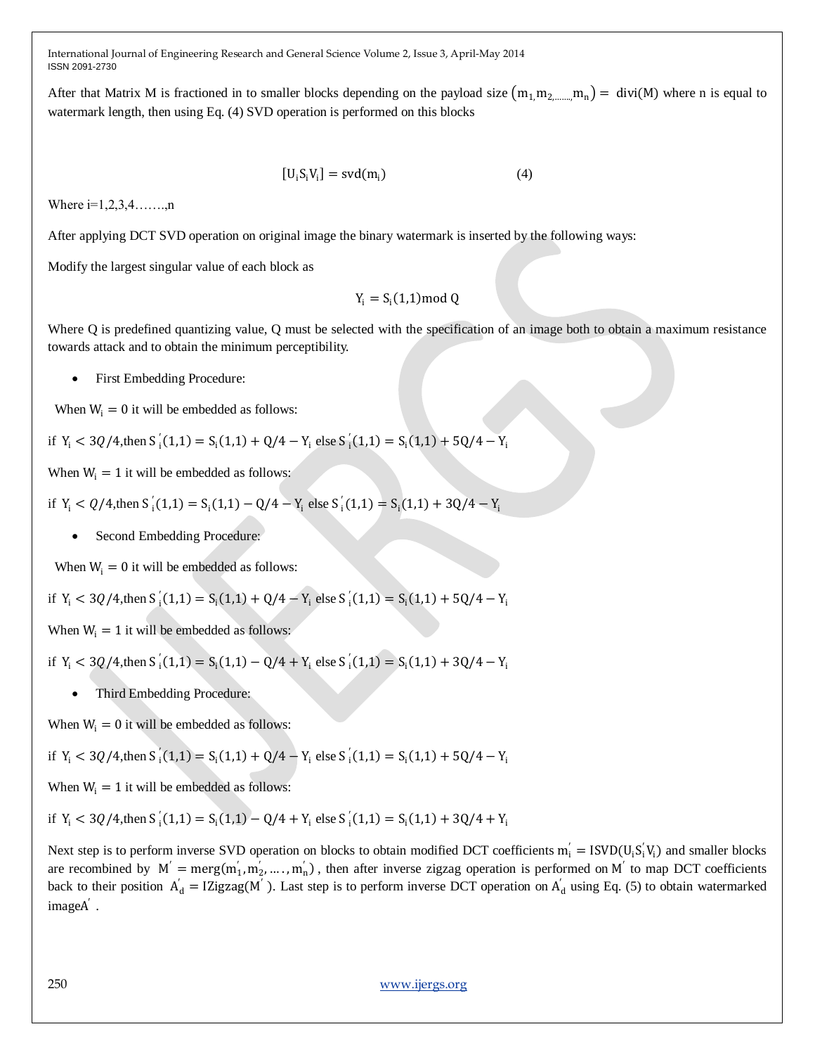After that Matrix M is fractioned in to smaller blocks depending on the payload size $(m_{1,}m_{2,\ldots\ldots,}m_n) = \text{divi}(M)$ where n is equal to watermark length, then using Eq. (4) SVD operation is performed on this blocks

$$[U_i S_i V_i] = \text{svd}(m_i) \qquad (4)$$

Where i=1,2,3,4…….,n

After applying DCT SVD operation on original image the binary watermark is inserted by the following ways:

Modify the largest singular value of each block as

$$Y_i = S_i(1,1) \bmod Q$$

Where Q is predefined quantizing value, Q must be selected with the specification of an image both to obtain a maximum resistance towards attack and to obtain the minimum perceptibility.

- First Embedding Procedure:

When $W_i = 0$ it will be embedded as follows:

if $Y_i < 3Q/4$,then $S_i^{'}(1,1) = S_i(1,1) + Q/4 - Y_i$ else $S_i^{'}(1,1) = S_i(1,1) + 5Q/4 - Y_i$

When $W_i = 1$ it will be embedded as follows:

if $Y_i < Q/4$,then $S_i^{'}(1,1) = S_i(1,1) - Q/4 - Y_i$ else $S_i^{'}(1,1) = S_i(1,1) + 3Q/4 - Y_i$

- Second Embedding Procedure:

When $W_i = 0$ it will be embedded as follows:

if $Y_i < 3Q/4$,then $S_i^{'}(1,1) = S_i(1,1) + Q/4 - Y_i$ else $S_i^{'}(1,1) = S_i(1,1) + 5Q/4 - Y_i$

When $W_i = 1$ it will be embedded as follows:

if $Y_i < 3Q/4$,then $S_i^{'}(1,1) = S_i(1,1) - Q/4 + Y_i$ else $S_i^{'}(1,1) = S_i(1,1) + 3Q/4 - Y_i$

- Third Embedding Procedure:

When $W_i = 0$ it will be embedded as follows:

if $Y_i < 3Q/4$,then $S_i^{'}(1,1) = S_i(1,1) + Q/4 - Y_i$ else $S_i^{'}(1,1) = S_i(1,1) + 5Q/4 - Y_i$

When $W_i = 1$ it will be embedded as follows:

if $Y_i < 3Q/4$,then $S_i^{'}(1,1) = S_i(1,1) - Q/4 + Y_i$ else $S_i^{'}(1,1) = S_i(1,1) + 3Q/4 + Y_i$

Next step is to perform inverse SVD operation on blocks to obtain modified DCT coefficients $m_i^{'} = \text{ISVD}(U_i S_i^{'} V_i)$ and smaller blocks are recombined by $M^{'} = \text{merg}(m_1^{'}, m_2^{'}, \ldots, m_n^{'})$, then after inverse zigzag operation is performed on $M^{'}$ to map DCT coefficients back to their position $A_d^{'} = \text{IZigzag}(M^{'})$. Last step is to perform inverse DCT operation on $A_d^{'}$ using Eq. (5) to obtain watermarked image$A^{'}$.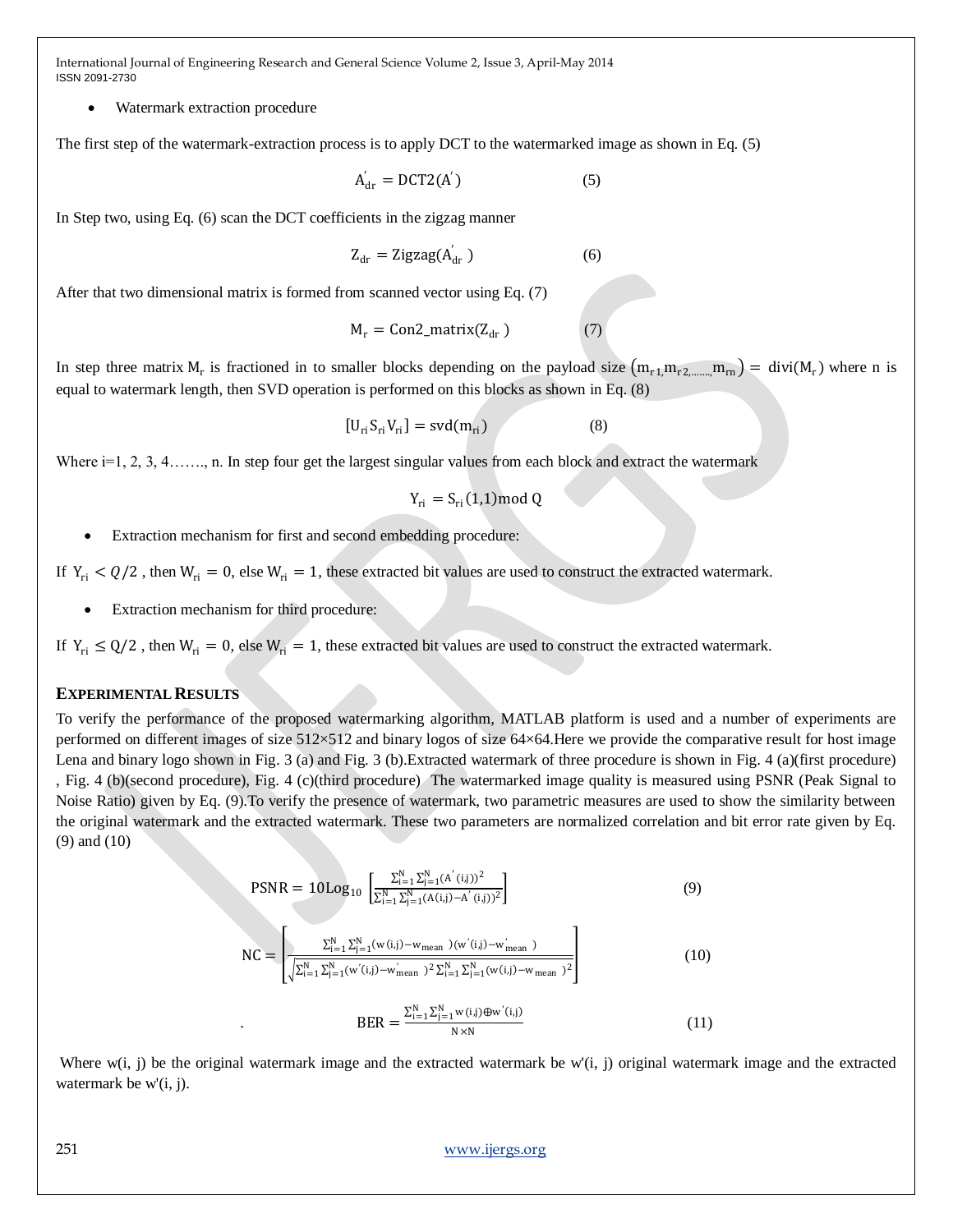- Watermark extraction procedure

The first step of the watermark-extraction process is to apply DCT to the watermarked image as shown in Eq. (5)

$$A'_{dr} = DCT2(A') \qquad (5)$$

In Step two, using Eq. (6) scan the DCT coefficients in the zigzag manner

$$Z_{dr} = Zigzag(A'_{dr}) \qquad (6)$$

After that two dimensional matrix is formed from scanned vector using Eq. (7)

$$M_r = Con2\_matrix(Z_{dr}) \qquad (7)$$

In step three matrix $M_r$ is fractioned in to smaller blocks depending on the payload size $(m_{r1}, m_{r2,......,} m_{rn}) = divi(M_r)$ where n is equal to watermark length, then SVD operation is performed on this blocks as shown in Eq. (8)

$$[U_{ri} S_{ri} V_{ri}] = svd(m_{ri}) \qquad (8)$$

Where i=1, 2, 3, 4……., n. In step four get the largest singular values from each block and extract the watermark

$$Y_{ri} = S_{ri}(1,1) \bmod Q$$

- Extraction mechanism for first and second embedding procedure:

If $Y_{ri} < Q/2$ , then $W_{ri} = 0$, else $W_{ri} = 1$, these extracted bit values are used to construct the extracted watermark.

- Extraction mechanism for third procedure:

If $Y_{ri} \leq Q/2$ , then $W_{ri} = 0$, else $W_{ri} = 1$, these extracted bit values are used to construct the extracted watermark.

## EXPERIMENTAL RESULTS

To verify the performance of the proposed watermarking algorithm, MATLAB platform is used and a number of experiments are performed on different images of size 512×512 and binary logos of size 64×64.Here we provide the comparative result for host image Lena and binary logo shown in Fig. 3 (a) and Fig. 3 (b).Extracted watermark of three procedure is shown in Fig. 4 (a)(first procedure) , Fig. 4 (b)(second procedure), Fig. 4 (c)(third procedure) The watermarked image quality is measured using PSNR (Peak Signal to Noise Ratio) given by Eq. (9).To verify the presence of watermark, two parametric measures are used to show the similarity between the original watermark and the extracted watermark. These two parameters are normalized correlation and bit error rate given by Eq. (9) and (10)

$$PSNR = 10Log_{10}\left[\frac{\sum_{i=1}^{N}\sum_{j=1}^{N}(A'(i,j))^2}{\sum_{i=1}^{N}\sum_{j=1}^{N}(A(i,j)-A'(i,j))^2}\right] \qquad (9)$$

$$NC = \left[\frac{\sum_{i=1}^{N}\sum_{j=1}^{N}(w(i,j)-w_{mean})(w'(i,j)-w'_{mean})}{\sqrt{\sum_{i=1}^{N}\sum_{j=1}^{N}(w'(i,j)-w'_{mean})^2\sum_{i=1}^{N}\sum_{j=1}^{N}(w(i,j)-w_{mean})^2}}\right] \qquad (10)$$

$$BER = \frac{\sum_{i=1}^{N}\sum_{j=1}^{N} w(i,j) \oplus w'(i,j)}{N \times N} \qquad (11)$$

Where w(i, j) be the original watermark image and the extracted watermark be w'(i, j) original watermark image and the extracted watermark be w'(i, j).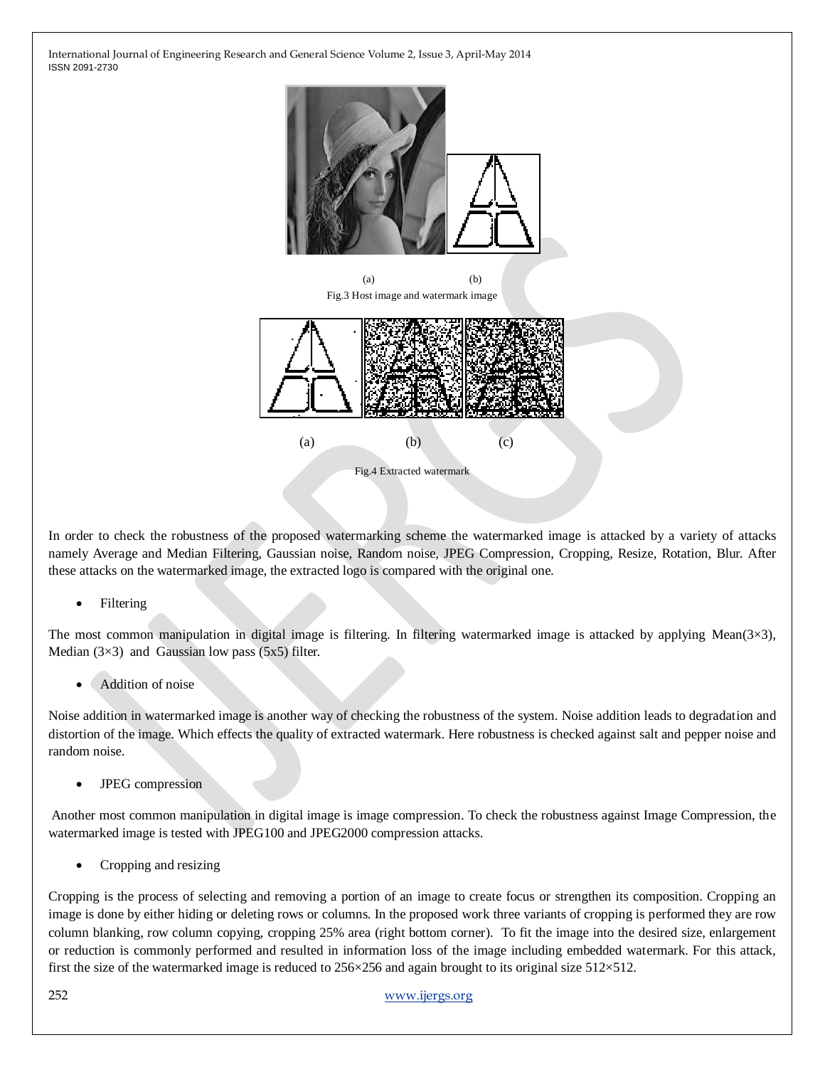(a) (b)

Fig.3 Host image and watermark image

(a) (b) (c)

Fig.4 Extracted watermark

In order to check the robustness of the proposed watermarking scheme the watermarked image is attacked by a variety of attacks namely Average and Median Filtering, Gaussian noise, Random noise, JPEG Compression, Cropping, Resize, Rotation, Blur. After these attacks on the watermarked image, the extracted logo is compared with the original one.

- Filtering

The most common manipulation in digital image is filtering. In filtering watermarked image is attacked by applying Mean(3×3), Median (3×3) and Gaussian low pass (5x5) filter.

- Addition of noise

Noise addition in watermarked image is another way of checking the robustness of the system. Noise addition leads to degradation and distortion of the image. Which effects the quality of extracted watermark. Here robustness is checked against salt and pepper noise and random noise.

- JPEG compression

Another most common manipulation in digital image is image compression. To check the robustness against Image Compression, the watermarked image is tested with JPEG100 and JPEG2000 compression attacks.

- Cropping and resizing

Cropping is the process of selecting and removing a portion of an image to create focus or strengthen its composition. Cropping an image is done by either hiding or deleting rows or columns. In the proposed work three variants of cropping is performed they are row column blanking, row column copying, cropping 25% area (right bottom corner). To fit the image into the desired size, enlargement or reduction is commonly performed and resulted in information loss of the image including embedded watermark. For this attack, first the size of the watermarked image is reduced to 256×256 and again brought to its original size 512×512.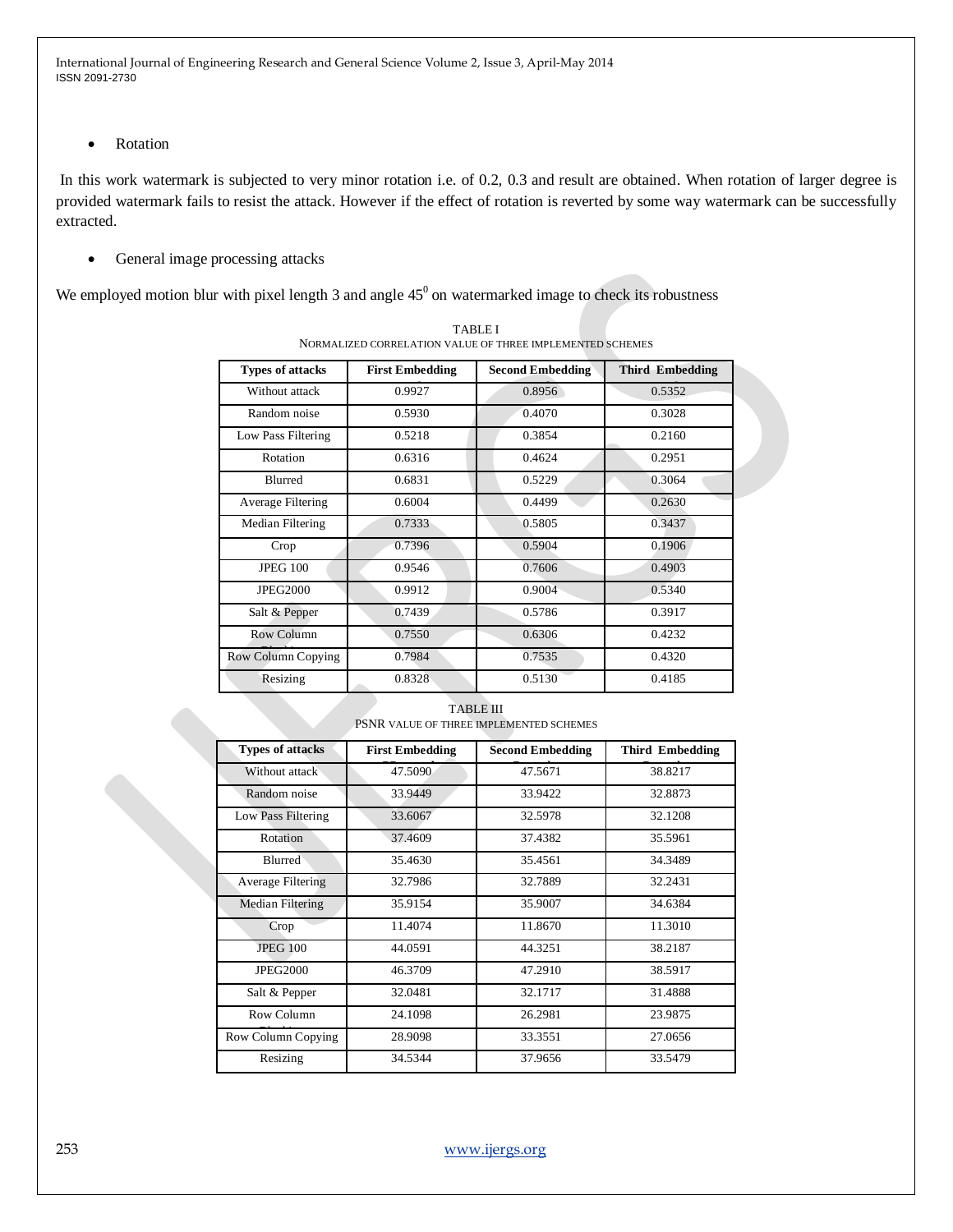- Rotation

In this work watermark is subjected to very minor rotation i.e. of 0.2, 0.3 and result are obtained. When rotation of larger degree is provided watermark fails to resist the attack. However if the effect of rotation is reverted by some way watermark can be successfully extracted.

- General image processing attacks

We employed motion blur with pixel length 3 and angle $45^0$ on watermarked image to check its robustness

TABLE I
NORMALIZED CORRELATION VALUE OF THREE IMPLEMENTED SCHEMES

| Types of attacks | First Embedding | Second Embedding | Third Embedding |
|---|---|---|---|
| Without attack | 0.9927 | 0.8956 | 0.5352 |
| Random noise | 0.5930 | 0.4070 | 0.3028 |
| Low Pass Filtering | 0.5218 | 0.3854 | 0.2160 |
| Rotation | 0.6316 | 0.4624 | 0.2951 |
| Blurred | 0.6831 | 0.5229 | 0.3064 |
| Average Filtering | 0.6004 | 0.4499 | 0.2630 |
| Median Filtering | 0.7333 | 0.5805 | 0.3437 |
| Crop | 0.7396 | 0.5904 | 0.1906 |
| JPEG 100 | 0.9546 | 0.7606 | 0.4903 |
| JPEG2000 | 0.9912 | 0.9004 | 0.5340 |
| Salt & Pepper | 0.7439 | 0.5786 | 0.3917 |
| Row Column Blanking | 0.7550 | 0.6306 | 0.4232 |
| Row Column Copying | 0.7984 | 0.7535 | 0.4320 |
| Resizing | 0.8328 | 0.5130 | 0.4185 |

TABLE III
PSNR VALUE OF THREE IMPLEMENTED SCHEMES

| Types of attacks | First Embedding | Second Embedding | Third Embedding |
|---|---|---|---|
| Without attack | 47.5090 | 47.5671 | 38.8217 |
| Random noise | 33.9449 | 33.9422 | 32.8873 |
| Low Pass Filtering | 33.6067 | 32.5978 | 32.1208 |
| Rotation | 37.4609 | 37.4382 | 35.5961 |
| Blurred | 35.4630 | 35.4561 | 34.3489 |
| Average Filtering | 32.7986 | 32.7889 | 32.2431 |
| Median Filtering | 35.9154 | 35.9007 | 34.6384 |
| Crop | 11.4074 | 11.8670 | 11.3010 |
| JPEG 100 | 44.0591 | 44.3251 | 38.2187 |
| JPEG2000 | 46.3709 | 47.2910 | 38.5917 |
| Salt & Pepper | 32.0481 | 32.1717 | 31.4888 |
| Row Column Blanking | 24.1098 | 26.2981 | 23.9875 |
| Row Column Copying | 28.9098 | 33.3551 | 27.0656 |
| Resizing | 34.5344 | 37.9656 | 33.5479 |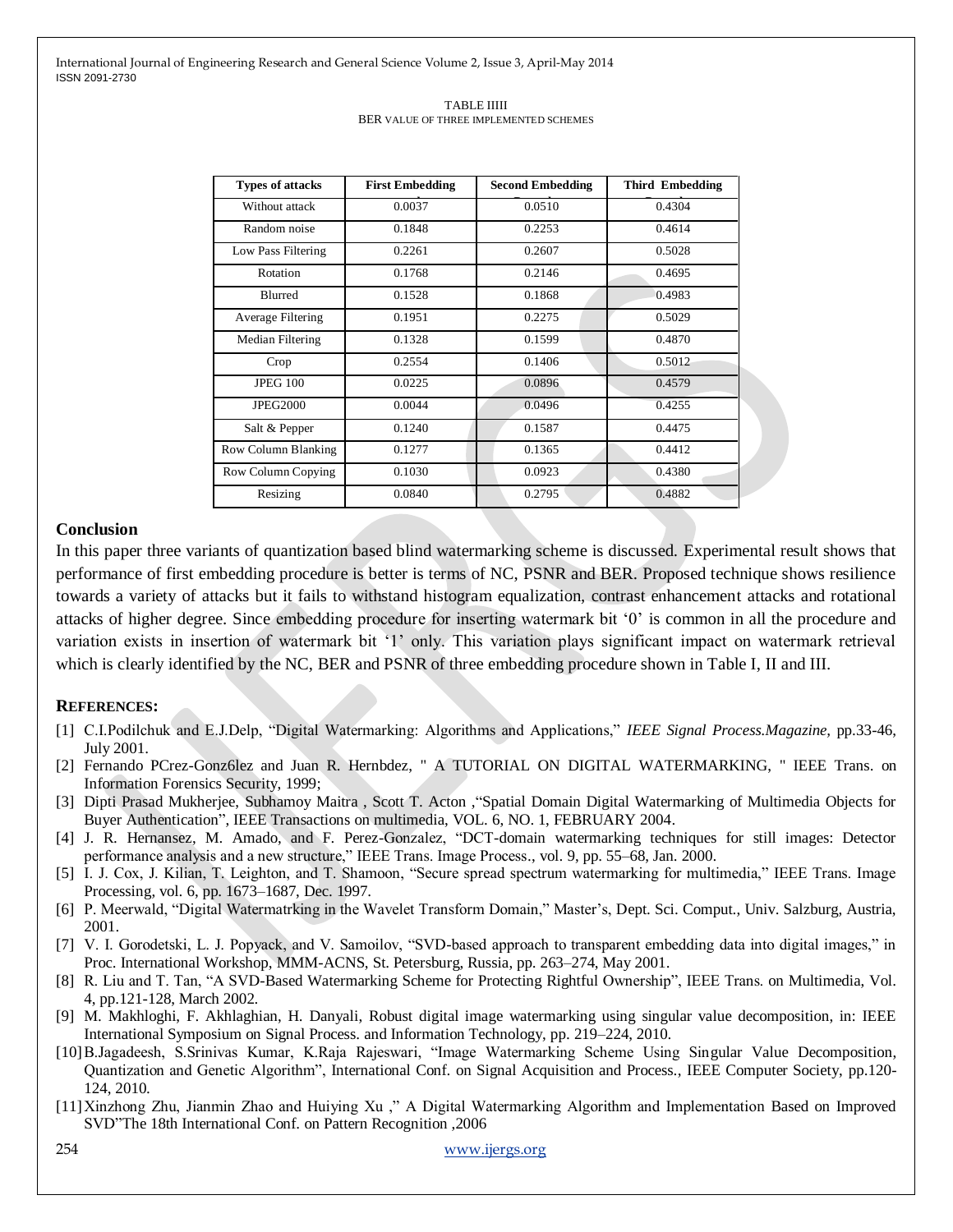TABLE IIIII

BER VALUE OF THREE IMPLEMENTED SCHEMES

| Types of attacks | First Embedding | Second Embedding | Third Embedding |
|---|---|---|---|
| Without attack | 0.0037 | 0.0510 | 0.4304 |
| Random noise | 0.1848 | 0.2253 | 0.4614 |
| Low Pass Filtering | 0.2261 | 0.2607 | 0.5028 |
| Rotation | 0.1768 | 0.2146 | 0.4695 |
| Blurred | 0.1528 | 0.1868 | 0.4983 |
| Average Filtering | 0.1951 | 0.2275 | 0.5029 |
| Median Filtering | 0.1328 | 0.1599 | 0.4870 |
| Crop | 0.2554 | 0.1406 | 0.5012 |
| JPEG 100 | 0.0225 | 0.0896 | 0.4579 |
| JPEG2000 | 0.0044 | 0.0496 | 0.4255 |
| Salt & Pepper | 0.1240 | 0.1587 | 0.4475 |
| Row Column Blanking | 0.1277 | 0.1365 | 0.4412 |
| Row Column Copying | 0.1030 | 0.0923 | 0.4380 |
| Resizing | 0.0840 | 0.2795 | 0.4882 |

## Conclusion

In this paper three variants of quantization based blind watermarking scheme is discussed. Experimental result shows that performance of first embedding procedure is better is terms of NC, PSNR and BER. Proposed technique shows resilience towards a variety of attacks but it fails to withstand histogram equalization, contrast enhancement attacks and rotational attacks of higher degree. Since embedding procedure for inserting watermark bit '0' is common in all the procedure and variation exists in insertion of watermark bit '1' only. This variation plays significant impact on watermark retrieval which is clearly identified by the NC, BER and PSNR of three embedding procedure shown in Table I, II and III.

## REFERENCES:

[1] C.I.Podilchuk and E.J.Delp, "Digital Watermarking: Algorithms and Applications," *IEEE Signal Process.Magazine*, pp.33-46, July 2001.

[2] Fernando PCrez-Gonz6lez and Juan R. Hernbdez, " A TUTORIAL ON DIGITAL WATERMARKING, " IEEE Trans. on Information Forensics Security, 1999;

[3] Dipti Prasad Mukherjee, Subhamoy Maitra , Scott T. Acton ,"Spatial Domain Digital Watermarking of Multimedia Objects for Buyer Authentication", IEEE Transactions on multimedia, VOL. 6, NO. 1, FEBRUARY 2004.

[4] J. R. Hernansez, M. Amado, and F. Perez-Gonzalez, "DCT-domain watermarking techniques for still images: Detector performance analysis and a new structure," IEEE Trans. Image Process., vol. 9, pp. 55–68, Jan. 2000.

[5] I. J. Cox, J. Kilian, T. Leighton, and T. Shamoon, "Secure spread spectrum watermarking for multimedia," IEEE Trans. Image Processing, vol. 6, pp. 1673–1687, Dec. 1997.

[6] P. Meerwald, "Digital Watermatrking in the Wavelet Transform Domain," Master's, Dept. Sci. Comput., Univ. Salzburg, Austria, 2001.

[7] V. I. Gorodetski, L. J. Popyack, and V. Samoilov, "SVD-based approach to transparent embedding data into digital images," in Proc. International Workshop, MMM-ACNS, St. Petersburg, Russia, pp. 263–274, May 2001.

[8] R. Liu and T. Tan, "A SVD-Based Watermarking Scheme for Protecting Rightful Ownership", IEEE Trans. on Multimedia, Vol. 4, pp.121-128, March 2002.

[9] M. Makhloghi, F. Akhlaghian, H. Danyali, Robust digital image watermarking using singular value decomposition, in: IEEE International Symposium on Signal Process. and Information Technology, pp. 219–224, 2010.

[10] B.Jagadeesh, S.Srinivas Kumar, K.Raja Rajeswari, "Image Watermarking Scheme Using Singular Value Decomposition, Quantization and Genetic Algorithm", International Conf. on Signal Acquisition and Process., IEEE Computer Society, pp.120-124, 2010.

[11] Xinzhong Zhu, Jianmin Zhao and Huiying Xu ," A Digital Watermarking Algorithm and Implementation Based on Improved SVD"The 18th International Conf. on Pattern Recognition ,2006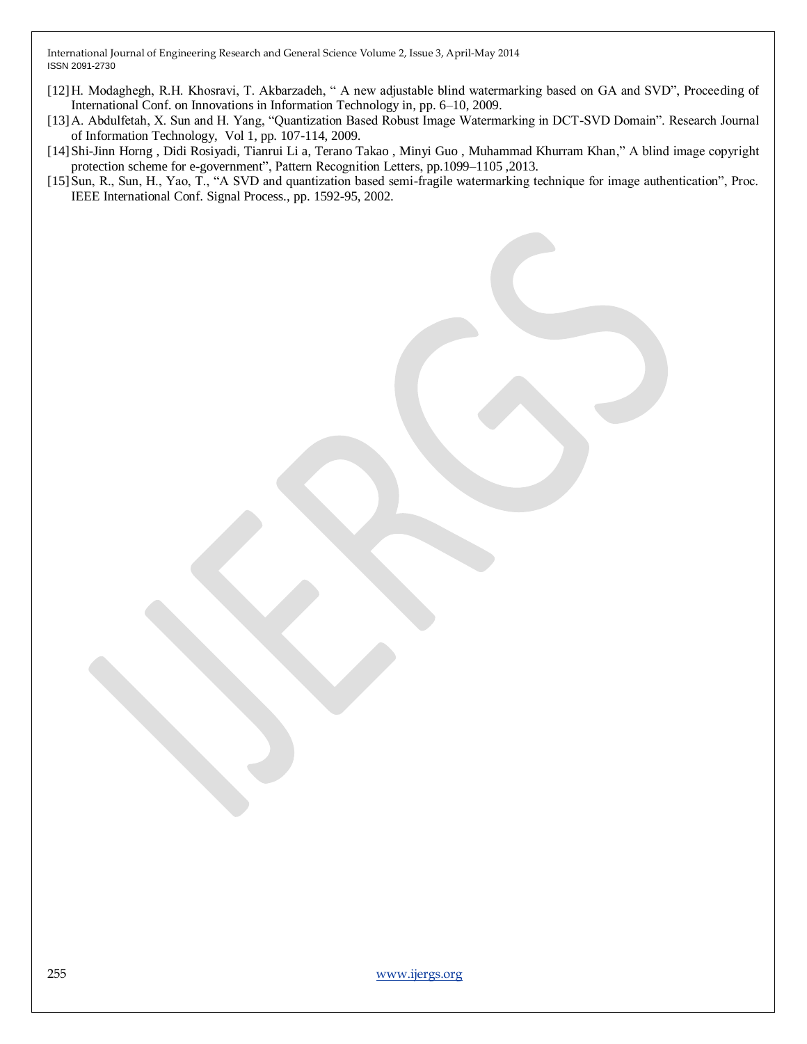[12] H. Modaghegh, R.H. Khosravi, T. Akbarzadeh, " A new adjustable blind watermarking based on GA and SVD", Proceeding of International Conf. on Innovations in Information Technology in, pp. 6–10, 2009.

[13] A. Abdulfetah, X. Sun and H. Yang, "Quantization Based Robust Image Watermarking in DCT-SVD Domain". Research Journal of Information Technology, Vol 1, pp. 107-114, 2009.

[14] Shi-Jinn Horng , Didi Rosiyadi, Tianrui Li a, Terano Takao , Minyi Guo , Muhammad Khurram Khan," A blind image copyright protection scheme for e-government", Pattern Recognition Letters, pp.1099–1105 ,2013.

[15] Sun, R., Sun, H., Yao, T., "A SVD and quantization based semi-fragile watermarking technique for image authentication", Proc. IEEE International Conf. Signal Process., pp. 1592-95, 2002.